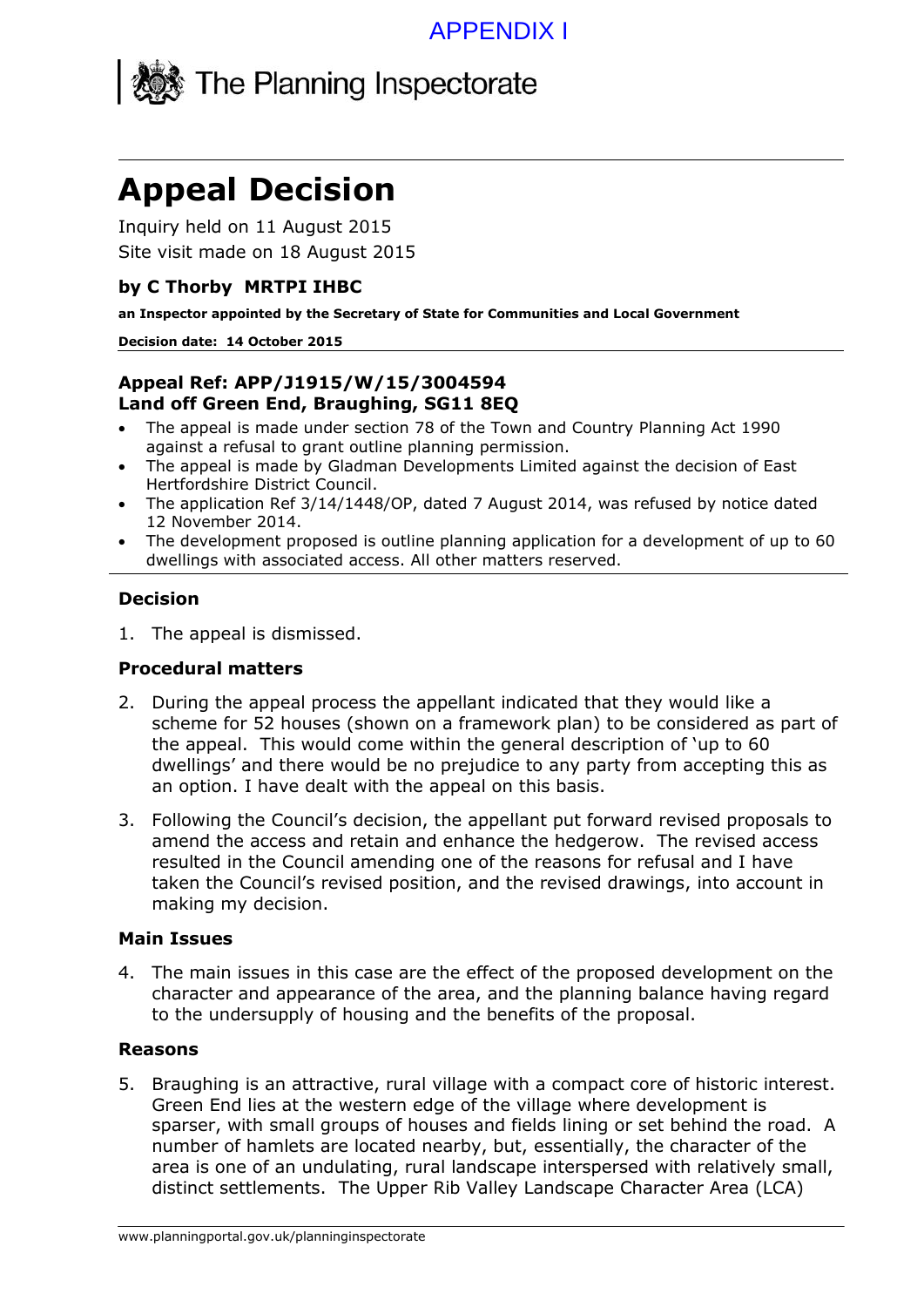APPENDIX I

The Planning Inspectorate

# Appeal Decision

Inquiry held on 11 August 2015

Site visit made on 18 August 2015

**by C Thorby MRTPI IHBC**

**an Inspector appointed by the Secretary of State for Communities and Local Government**

**Decision date: 14 October 2015**

**Appeal Ref: APP/J1915/W/15/3004594**
**Land off Green End, Braughing, SG11 8EQ**

- The appeal is made under section 78 of the Town and Country Planning Act 1990 against a refusal to grant outline planning permission.
- The appeal is made by Gladman Developments Limited against the decision of East Hertfordshire District Council.
- The application Ref 3/14/1448/OP, dated 7 August 2014, was refused by notice dated 12 November 2014.
- The development proposed is outline planning application for a development of up to 60 dwellings with associated access. All other matters reserved.

### Decision

1. The appeal is dismissed.

### Procedural matters

2. During the appeal process the appellant indicated that they would like a scheme for 52 houses (shown on a framework plan) to be considered as part of the appeal. This would come within the general description of 'up to 60 dwellings' and there would be no prejudice to any party from accepting this as an option. I have dealt with the appeal on this basis.

3. Following the Council's decision, the appellant put forward revised proposals to amend the access and retain and enhance the hedgerow. The revised access resulted in the Council amending one of the reasons for refusal and I have taken the Council's revised position, and the revised drawings, into account in making my decision.

### Main Issues

4. The main issues in this case are the effect of the proposed development on the character and appearance of the area, and the planning balance having regard to the undersupply of housing and the benefits of the proposal.

### Reasons

5. Braughing is an attractive, rural village with a compact core of historic interest. Green End lies at the western edge of the village where development is sparser, with small groups of houses and fields lining or set behind the road. A number of hamlets are located nearby, but, essentially, the character of the area is one of an undulating, rural landscape interspersed with relatively small, distinct settlements. The Upper Rib Valley Landscape Character Area (LCA)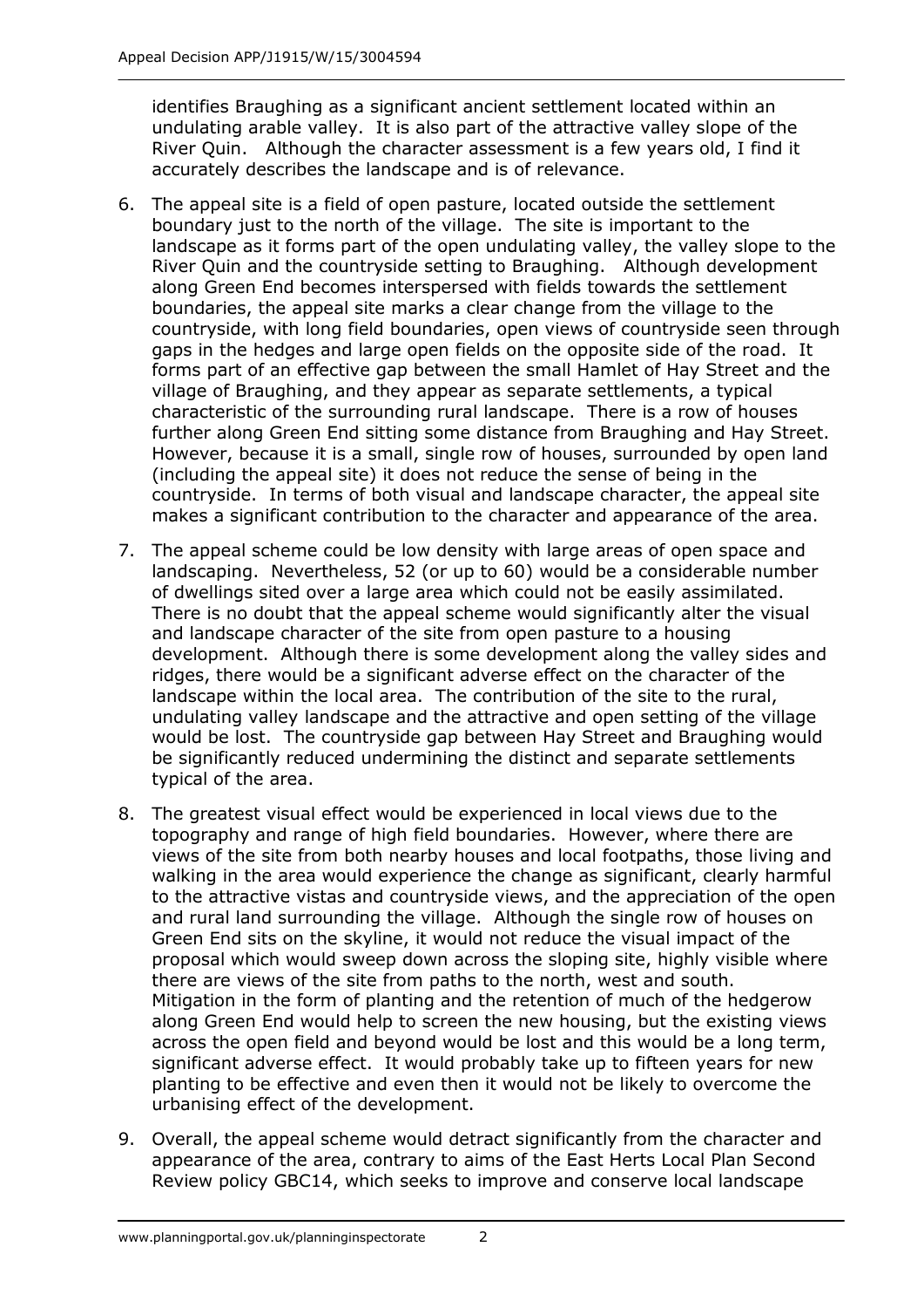identifies Braughing as a significant ancient settlement located within an undulating arable valley. It is also part of the attractive valley slope of the River Quin. Although the character assessment is a few years old, I find it accurately describes the landscape and is of relevance.

6. The appeal site is a field of open pasture, located outside the settlement boundary just to the north of the village. The site is important to the landscape as it forms part of the open undulating valley, the valley slope to the River Quin and the countryside setting to Braughing. Although development along Green End becomes interspersed with fields towards the settlement boundaries, the appeal site marks a clear change from the village to the countryside, with long field boundaries, open views of countryside seen through gaps in the hedges and large open fields on the opposite side of the road. It forms part of an effective gap between the small Hamlet of Hay Street and the village of Braughing, and they appear as separate settlements, a typical characteristic of the surrounding rural landscape. There is a row of houses further along Green End sitting some distance from Braughing and Hay Street. However, because it is a small, single row of houses, surrounded by open land (including the appeal site) it does not reduce the sense of being in the countryside. In terms of both visual and landscape character, the appeal site makes a significant contribution to the character and appearance of the area.

7. The appeal scheme could be low density with large areas of open space and landscaping. Nevertheless, 52 (or up to 60) would be a considerable number of dwellings sited over a large area which could not be easily assimilated. There is no doubt that the appeal scheme would significantly alter the visual and landscape character of the site from open pasture to a housing development. Although there is some development along the valley sides and ridges, there would be a significant adverse effect on the character of the landscape within the local area. The contribution of the site to the rural, undulating valley landscape and the attractive and open setting of the village would be lost. The countryside gap between Hay Street and Braughing would be significantly reduced undermining the distinct and separate settlements typical of the area.

8. The greatest visual effect would be experienced in local views due to the topography and range of high field boundaries. However, where there are views of the site from both nearby houses and local footpaths, those living and walking in the area would experience the change as significant, clearly harmful to the attractive vistas and countryside views, and the appreciation of the open and rural land surrounding the village. Although the single row of houses on Green End sits on the skyline, it would not reduce the visual impact of the proposal which would sweep down across the sloping site, highly visible where there are views of the site from paths to the north, west and south. Mitigation in the form of planting and the retention of much of the hedgerow along Green End would help to screen the new housing, but the existing views across the open field and beyond would be lost and this would be a long term, significant adverse effect. It would probably take up to fifteen years for new planting to be effective and even then it would not be likely to overcome the urbanising effect of the development.

9. Overall, the appeal scheme would detract significantly from the character and appearance of the area, contrary to aims of the East Herts Local Plan Second Review policy GBC14, which seeks to improve and conserve local landscape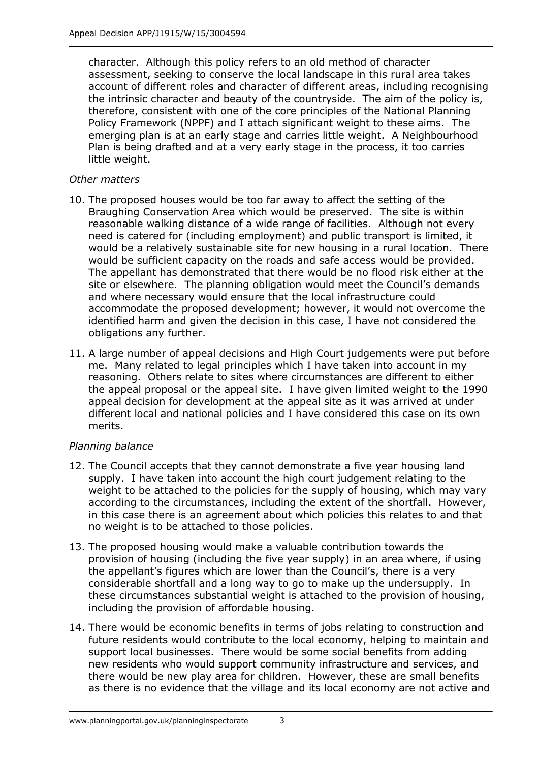character. Although this policy refers to an old method of character assessment, seeking to conserve the local landscape in this rural area takes account of different roles and character of different areas, including recognising the intrinsic character and beauty of the countryside. The aim of the policy is, therefore, consistent with one of the core principles of the National Planning Policy Framework (NPPF) and I attach significant weight to these aims. The emerging plan is at an early stage and carries little weight. A Neighbourhood Plan is being drafted and at a very early stage in the process, it too carries little weight.

*Other matters*

10. The proposed houses would be too far away to affect the setting of the Braughing Conservation Area which would be preserved. The site is within reasonable walking distance of a wide range of facilities. Although not every need is catered for (including employment) and public transport is limited, it would be a relatively sustainable site for new housing in a rural location. There would be sufficient capacity on the roads and safe access would be provided. The appellant has demonstrated that there would be no flood risk either at the site or elsewhere. The planning obligation would meet the Council's demands and where necessary would ensure that the local infrastructure could accommodate the proposed development; however, it would not overcome the identified harm and given the decision in this case, I have not considered the obligations any further.

11. A large number of appeal decisions and High Court judgements were put before me. Many related to legal principles which I have taken into account in my reasoning. Others relate to sites where circumstances are different to either the appeal proposal or the appeal site. I have given limited weight to the 1990 appeal decision for development at the appeal site as it was arrived at under different local and national policies and I have considered this case on its own merits.

*Planning balance*

12. The Council accepts that they cannot demonstrate a five year housing land supply. I have taken into account the high court judgement relating to the weight to be attached to the policies for the supply of housing, which may vary according to the circumstances, including the extent of the shortfall. However, in this case there is an agreement about which policies this relates to and that no weight is to be attached to those policies.

13. The proposed housing would make a valuable contribution towards the provision of housing (including the five year supply) in an area where, if using the appellant's figures which are lower than the Council's, there is a very considerable shortfall and a long way to go to make up the undersupply. In these circumstances substantial weight is attached to the provision of housing, including the provision of affordable housing.

14. There would be economic benefits in terms of jobs relating to construction and future residents would contribute to the local economy, helping to maintain and support local businesses. There would be some social benefits from adding new residents who would support community infrastructure and services, and there would be new play area for children. However, these are small benefits as there is no evidence that the village and its local economy are not active and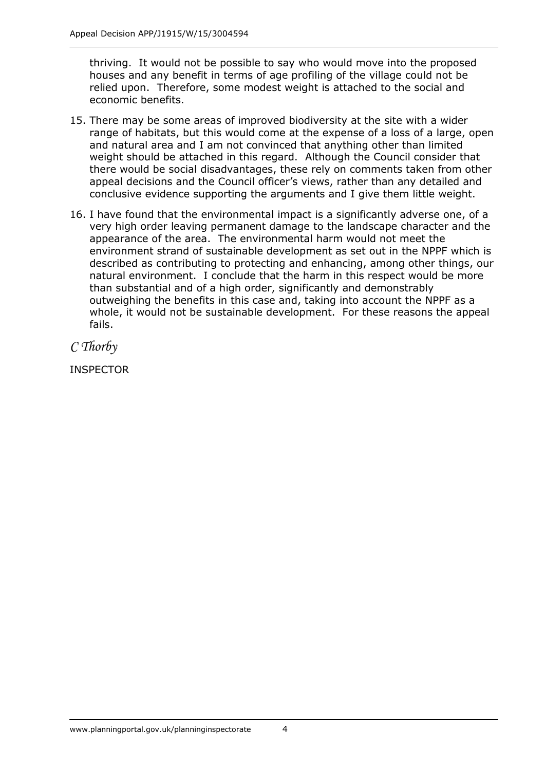thriving. It would not be possible to say who would move into the proposed houses and any benefit in terms of age profiling of the village could not be relied upon. Therefore, some modest weight is attached to the social and economic benefits.

15. There may be some areas of improved biodiversity at the site with a wider range of habitats, but this would come at the expense of a loss of a large, open and natural area and I am not convinced that anything other than limited weight should be attached in this regard. Although the Council consider that there would be social disadvantages, these rely on comments taken from other appeal decisions and the Council officer's views, rather than any detailed and conclusive evidence supporting the arguments and I give them little weight.

16. I have found that the environmental impact is a significantly adverse one, of a very high order leaving permanent damage to the landscape character and the appearance of the area. The environmental harm would not meet the environment strand of sustainable development as set out in the NPPF which is described as contributing to protecting and enhancing, among other things, our natural environment. I conclude that the harm in this respect would be more than substantial and of a high order, significantly and demonstrably outweighing the benefits in this case and, taking into account the NPPF as a whole, it would not be sustainable development. For these reasons the appeal fails.

*C Thorby*

INSPECTOR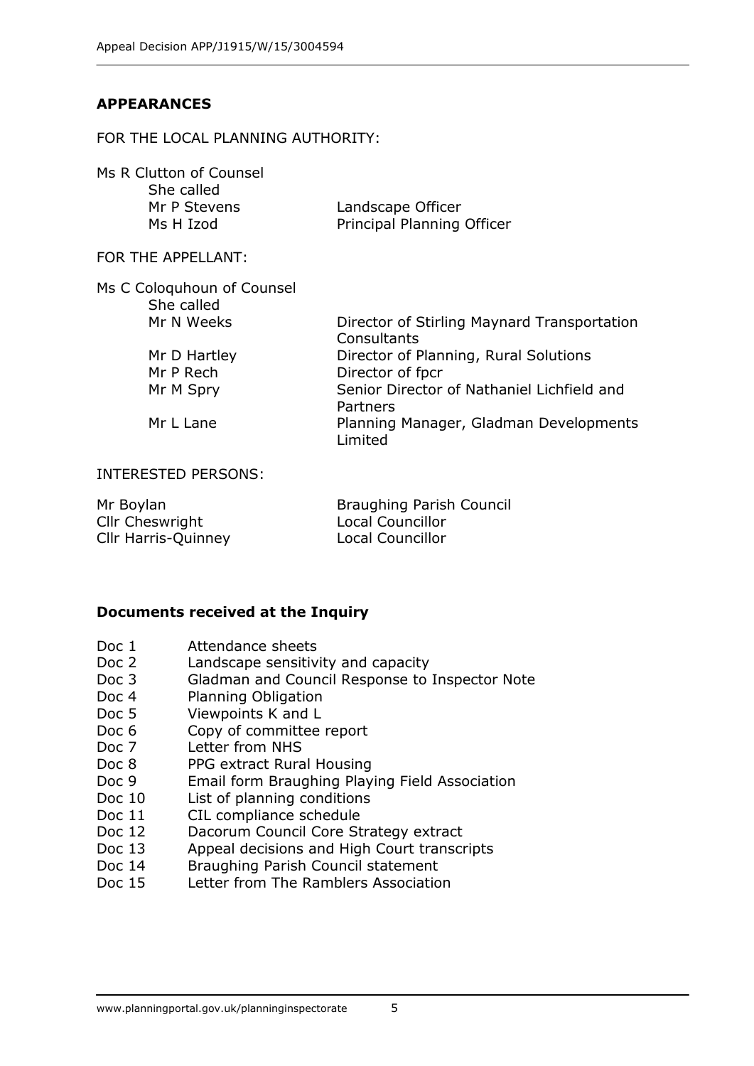## APPEARANCES

FOR THE LOCAL PLANNING AUTHORITY:

Ms R Clutton of Counsel
She called

| | |
|---|---|
| Mr P Stevens | Landscape Officer |
| Ms H Izod | Principal Planning Officer |

FOR THE APPELLANT:

Ms C Coloquhoun of Counsel
She called

| | |
|---|---|
| Mr N Weeks | Director of Stirling Maynard Transportation Consultants |
| Mr D Hartley | Director of Planning, Rural Solutions |
| Mr P Rech | Director of fpcr |
| Mr M Spry | Senior Director of Nathaniel Lichfield and Partners |
| Mr L Lane | Planning Manager, Gladman Developments Limited |

INTERESTED PERSONS:

| | |
|---|---|
| Mr Boylan | Braughing Parish Council |
| Cllr Cheswright | Local Councillor |
| Cllr Harris-Quinney | Local Councillor |

## Documents received at the Inquiry

| | |
|---|---|
| Doc 1 | Attendance sheets |
| Doc 2 | Landscape sensitivity and capacity |
| Doc 3 | Gladman and Council Response to Inspector Note |
| Doc 4 | Planning Obligation |
| Doc 5 | Viewpoints K and L |
| Doc 6 | Copy of committee report |
| Doc 7 | Letter from NHS |
| Doc 8 | PPG extract Rural Housing |
| Doc 9 | Email form Braughing Playing Field Association |
| Doc 10 | List of planning conditions |
| Doc 11 | CIL compliance schedule |
| Doc 12 | Dacorum Council Core Strategy extract |
| Doc 13 | Appeal decisions and High Court transcripts |
| Doc 14 | Braughing Parish Council statement |
| Doc 15 | Letter from The Ramblers Association |